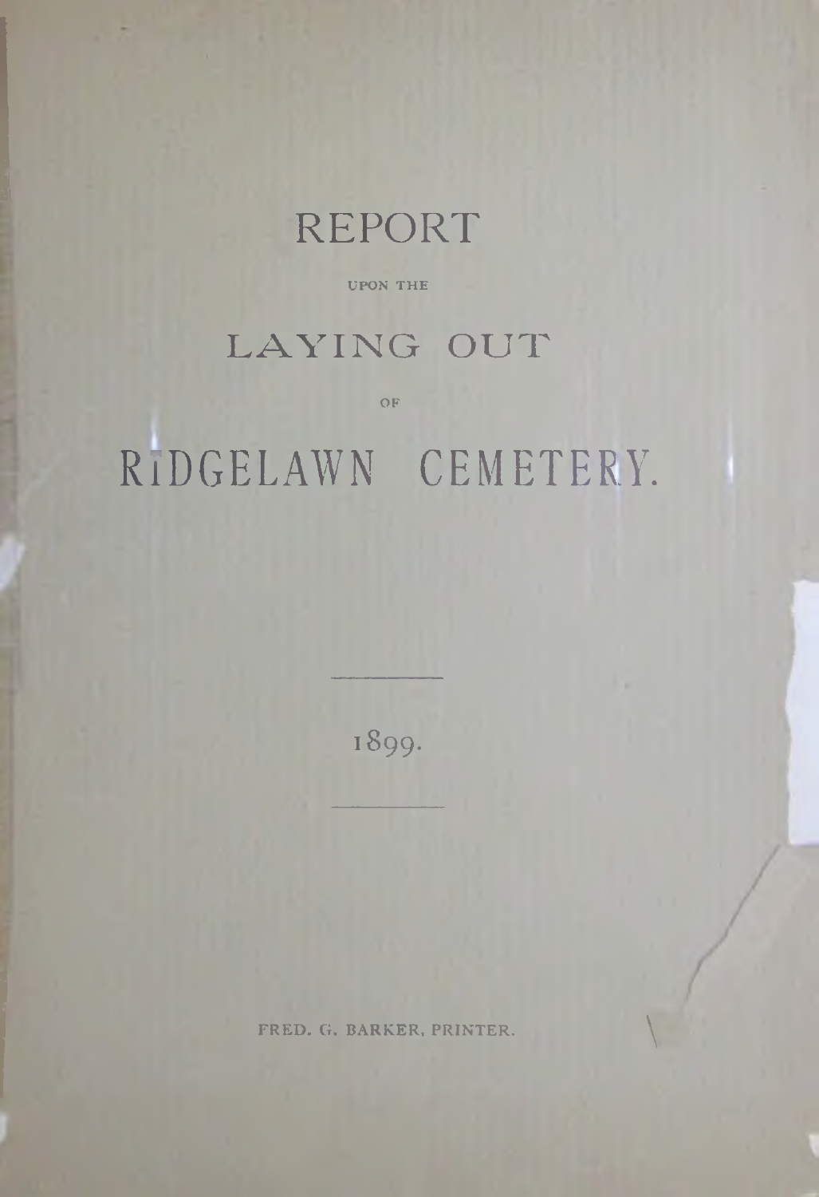# REPORT

UPON THE

# LAYING OUT

OF

# RIDGELAWN CEMETERY.

---

1899.

---

FRED. G. BARKER, PRINTER.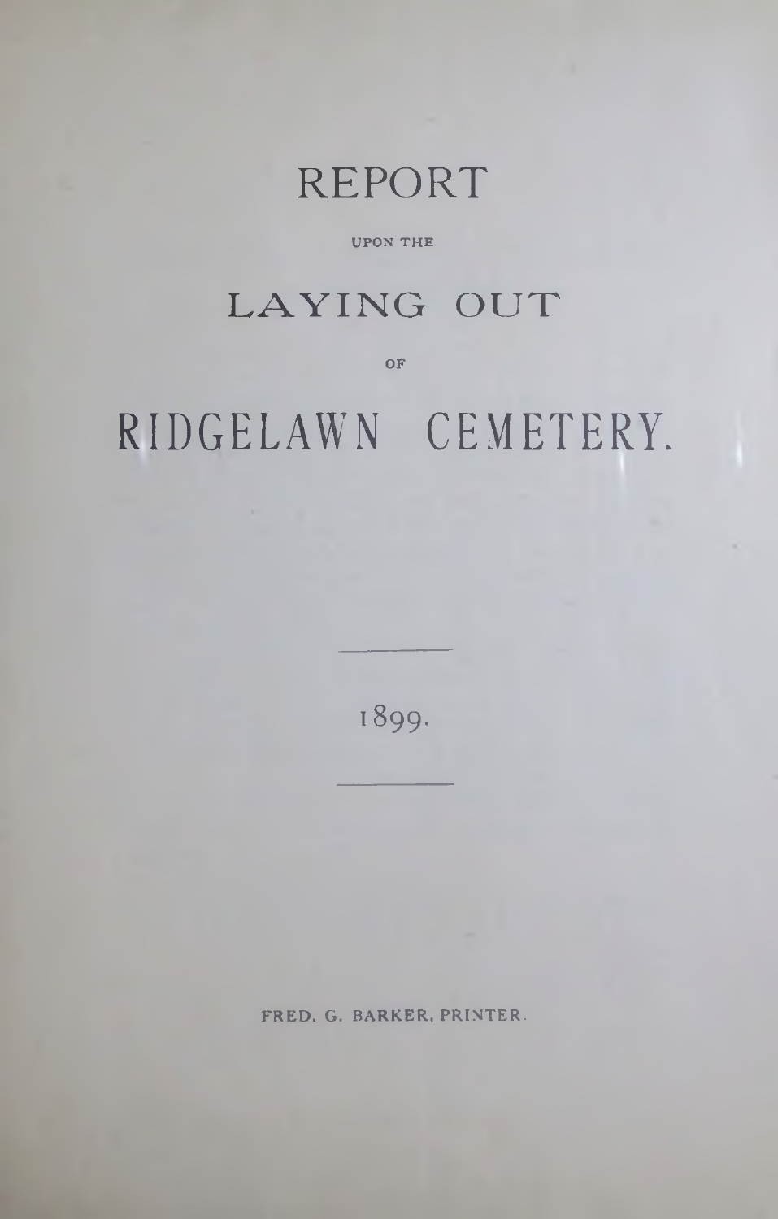# REPORT

UPON THE

# LAYING OUT

OF

# RIDGELAWN CEMETERY.

---

1899.

---

FRED. G. BARKER, PRINTER.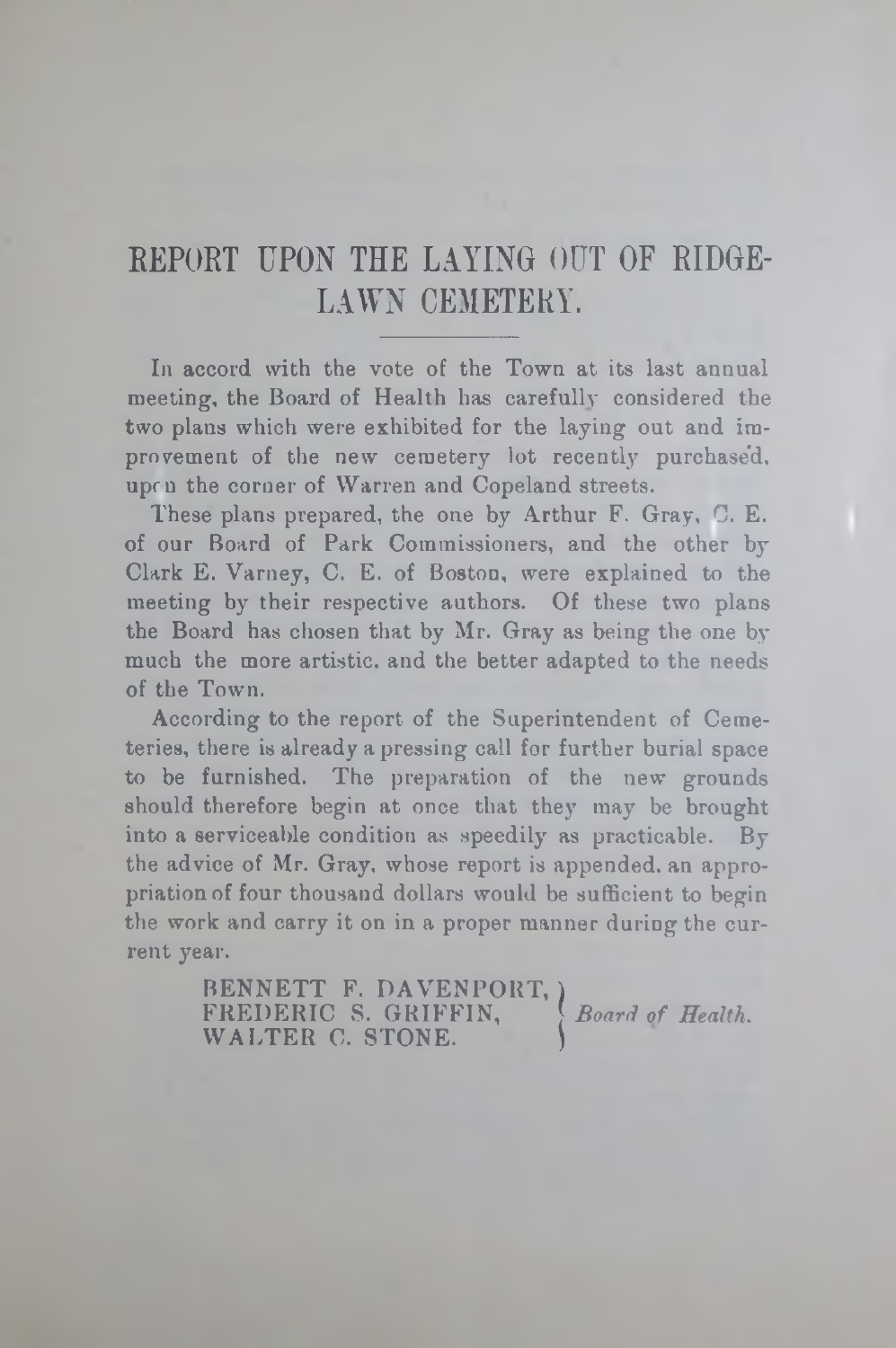# REPORT UPON THE LAYING OUT OF RIDGE-LAWN CEMETERY.

In accord with the vote of the Town at its last annual meeting, the Board of Health has carefully considered the two plans which were exhibited for the laying out and improvement of the new cemetery lot recently purchased, upon the corner of Warren and Copeland streets.

These plans prepared, the one by Arthur F. Gray, C. E. of our Board of Park Commissioners, and the other by Clark E. Varney, C. E. of Boston, were explained to the meeting by their respective authors. Of these two plans the Board has chosen that by Mr. Gray as being the one by much the more artistic, and the better adapted to the needs of the Town.

According to the report of the Superintendent of Cemeteries, there is already a pressing call for further burial space to be furnished. The preparation of the new grounds should therefore begin at once that they may be brought into a serviceable condition as speedily as practicable. By the advice of Mr. Gray, whose report is appended, an appropriation of four thousand dollars would be sufficient to begin the work and carry it on in a proper manner during the current year.

BENNETT F. DAVENPORT,
FREDERIC S. GRIFFIN,
WALTER C. STONE.
*Board of Health.*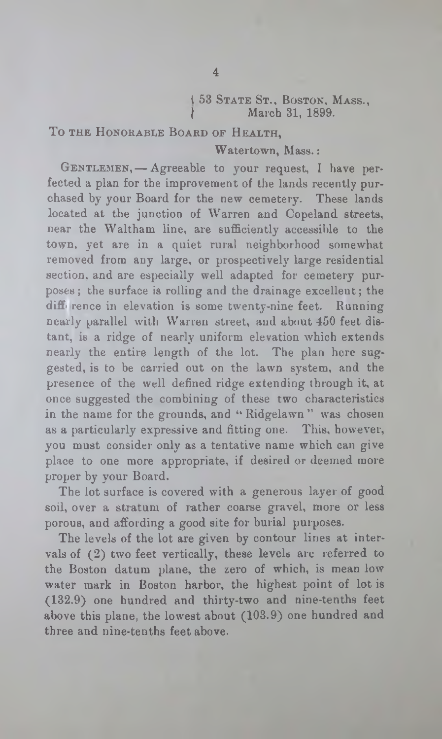53 STATE ST., BOSTON, MASS.,
March 31, 1899.

TO THE HONORABLE BOARD OF HEALTH,

Watertown, Mass.:

GENTLEMEN, — Agreeable to your request, I have perfected a plan for the improvement of the lands recently purchased by your Board for the new cemetery. These lands located at the junction of Warren and Copeland streets, near the Waltham line, are sufficiently accessible to the town, yet are in a quiet rural neighborhood somewhat removed from any large, or prospectively large residential section, and are especially well adapted for cemetery purposes; the surface is rolling and the drainage excellent; the difference in elevation is some twenty-nine feet. Running nearly parallel with Warren street, and about 450 feet distant, is a ridge of nearly uniform elevation which extends nearly the entire length of the lot. The plan here suggested, is to be carried out on the lawn system, and the presence of the well defined ridge extending through it, at once suggested the combining of these two characteristics in the name for the grounds, and "Ridgelawn" was chosen as a particularly expressive and fitting one. This, however, you must consider only as a tentative name which can give place to one more appropriate, if desired or deemed more proper by your Board.

The lot surface is covered with a generous layer of good soil, over a stratum of rather coarse gravel, more or less porous, and affording a good site for burial purposes.

The levels of the lot are given by contour lines at intervals of (2) two feet vertically, these levels are referred to the Boston datum plane, the zero of which, is mean low water mark in Boston harbor, the highest point of lot is (132.9) one hundred and thirty-two and nine-tenths feet above this plane, the lowest about (103.9) one hundred and three and nine-tenths feet above.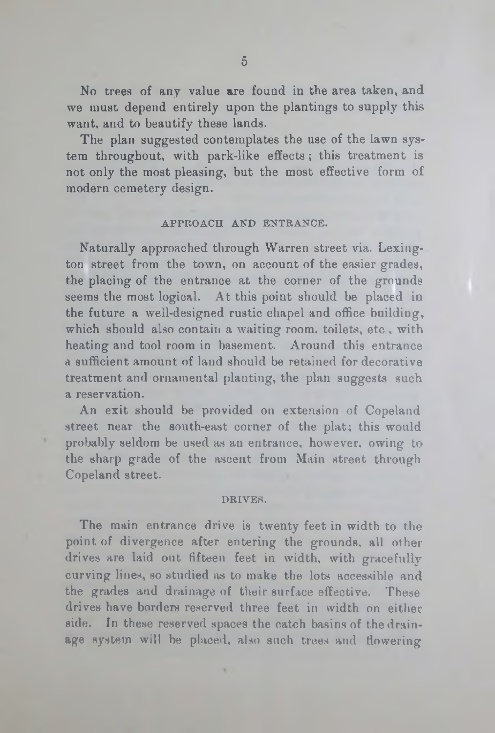No trees of any value are found in the area taken, and we must depend entirely upon the plantings to supply this want, and to beautify these lands.

The plan suggested contemplates the use of the lawn system throughout, with park-like effects; this treatment is not only the most pleasing, but the most effective form of modern cemetery design.

## APPROACH AND ENTRANCE.

Naturally approached through Warren street via. Lexington street from the town, on account of the easier grades, the placing of the entrance at the corner of the grounds seems the most logical. At this point should be placed in the future a well-designed rustic chapel and office building, which should also contain a waiting room, toilets, etc., with heating and tool room in basement. Around this entrance a sufficient amount of land should be retained for decorative treatment and ornamental planting, the plan suggests such a reservation.

An exit should be provided on extension of Copeland street near the south-east corner of the plat; this would probably seldom be used as an entrance, however, owing to the sharp grade of the ascent from Main street through Copeland street.

## DRIVES.

The main entrance drive is twenty feet in width to the point of divergence after entering the grounds, all other drives are laid out fifteen feet in width, with gracefully curving lines, so studied as to make the lots accessible and the grades and drainage of their surface effective. These drives have borders reserved three feet in width on either side. In these reserved spaces the catch basins of the drainage system will be placed, also such trees and flowering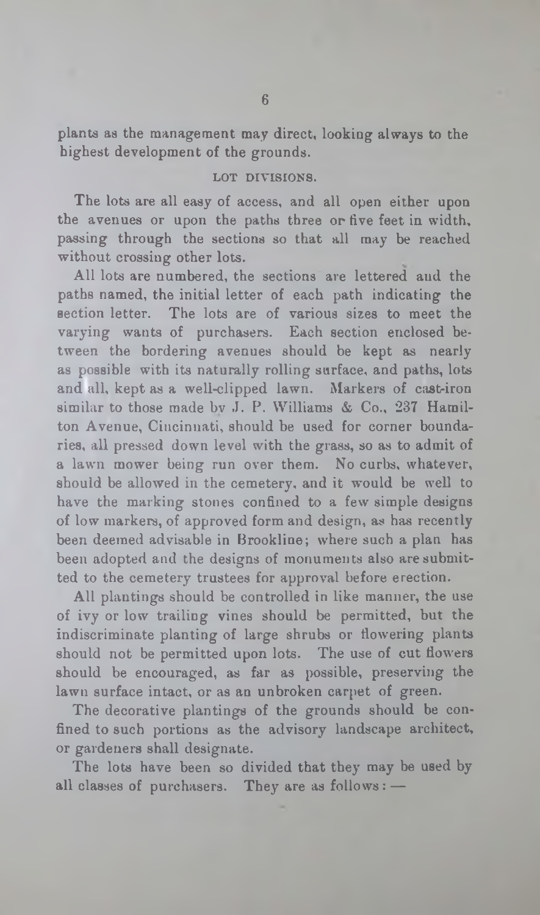plants as the management may direct, looking always to the highest development of the grounds.

### LOT DIVISIONS.

The lots are all easy of access, and all open either upon the avenues or upon the paths three or five feet in width, passing through the sections so that all may be reached without crossing other lots.

All lots are numbered, the sections are lettered and the paths named, the initial letter of each path indicating the section letter. The lots are of various sizes to meet the varying wants of purchasers. Each section enclosed between the bordering avenues should be kept as nearly as possible with its naturally rolling surface, and paths, lots and all, kept as a well-clipped lawn. Markers of cast-iron similar to those made by J. P. Williams & Co., 237 Hamilton Avenue, Cincinnati, should be used for corner boundaries, all pressed down level with the grass, so as to admit of a lawn mower being run over them. No curbs, whatever, should be allowed in the cemetery, and it would be well to have the marking stones confined to a few simple designs of low markers, of approved form and design, as has recently been deemed advisable in Brookline; where such a plan has been adopted and the designs of monuments also are submitted to the cemetery trustees for approval before erection.

All plantings should be controlled in like manner, the use of ivy or low trailing vines should be permitted, but the indiscriminate planting of large shrubs or flowering plants should not be permitted upon lots. The use of cut flowers should be encouraged, as far as possible, preserving the lawn surface intact, or as an unbroken carpet of green.

The decorative plantings of the grounds should be confined to such portions as the advisory landscape architect, or gardeners shall designate.

The lots have been so divided that they may be used by all classes of purchasers. They are as follows: —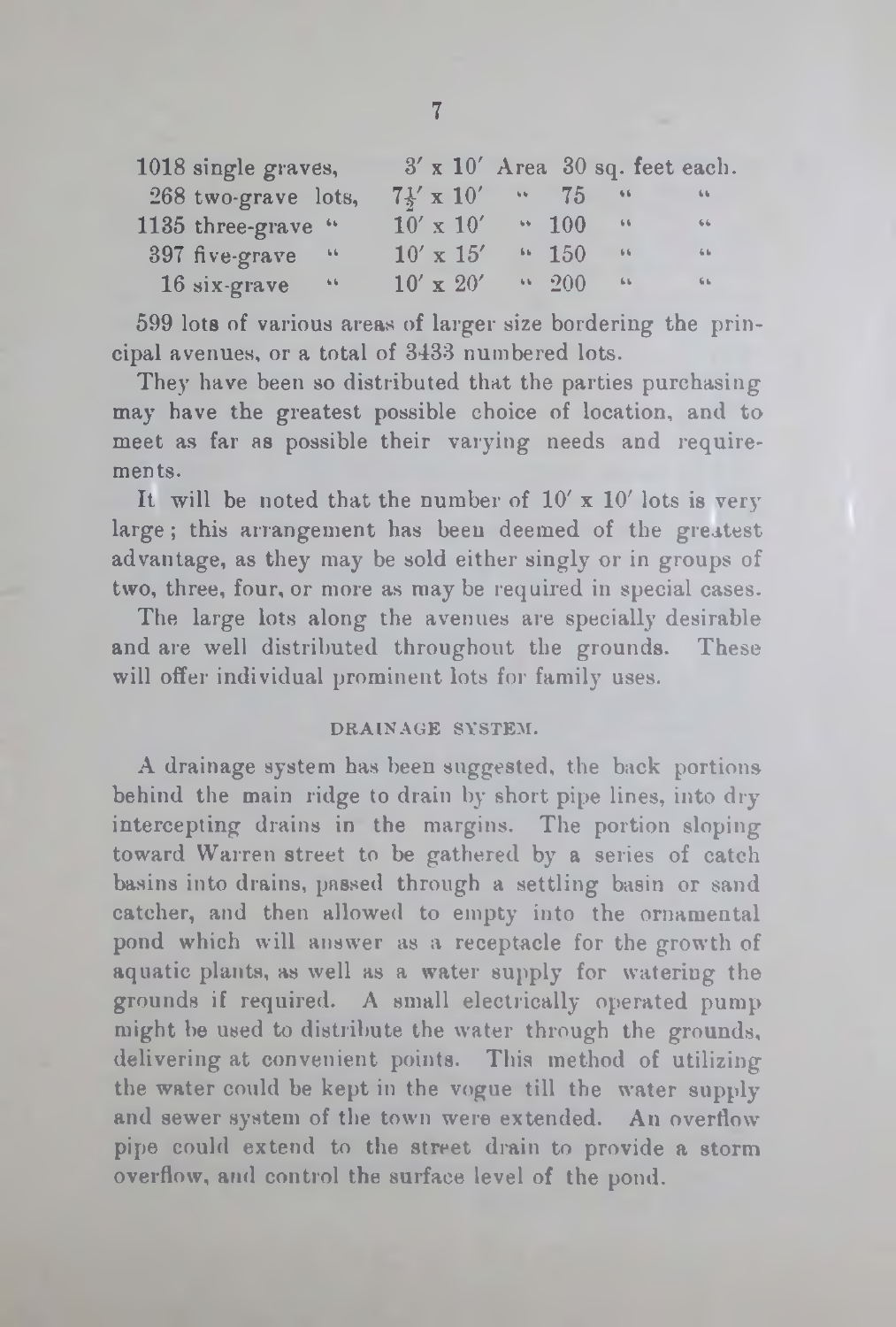| | | | | | |
|---|---|---|---|---|---|
| 1018 single graves, | 3′ x 10′ | Area | 30 | sq. feet | each. |
| 268 two-grave lots, | $7\frac{1}{2}$′ x 10′ | " | 75 | " | " |
| 1135 three-grave " | 10′ x 10′ | " | 100 | " | " |
| 397 five-grave " | 10′ x 15′ | " | 150 | " | " |
| 16 six-grave " | 10′ x 20′ | " | 200 | " | " |

599 lots of various areas of larger size bordering the principal avenues, or a total of 3433 numbered lots.

They have been so distributed that the parties purchasing may have the greatest possible choice of location, and to meet as far as possible their varying needs and requirements.

It will be noted that the number of 10′ x 10′ lots is very large; this arrangement has been deemed of the greatest advantage, as they may be sold either singly or in groups of two, three, four, or more as may be required in special cases.

The large lots along the avenues are specially desirable and are well distributed throughout the grounds. These will offer individual prominent lots for family uses.

### DRAINAGE SYSTEM.

A drainage system has been suggested, the back portions behind the main ridge to drain by short pipe lines, into dry intercepting drains in the margins. The portion sloping toward Warren street to be gathered by a series of catch basins into drains, passed through a settling basin or sand catcher, and then allowed to empty into the ornamental pond which will answer as a receptacle for the growth of aquatic plants, as well as a water supply for watering the grounds if required. A small electrically operated pump might be used to distribute the water through the grounds, delivering at convenient points. This method of utilizing the water could be kept in the vogue till the water supply and sewer system of the town were extended. An overflow pipe could extend to the street drain to provide a storm overflow, and control the surface level of the pond.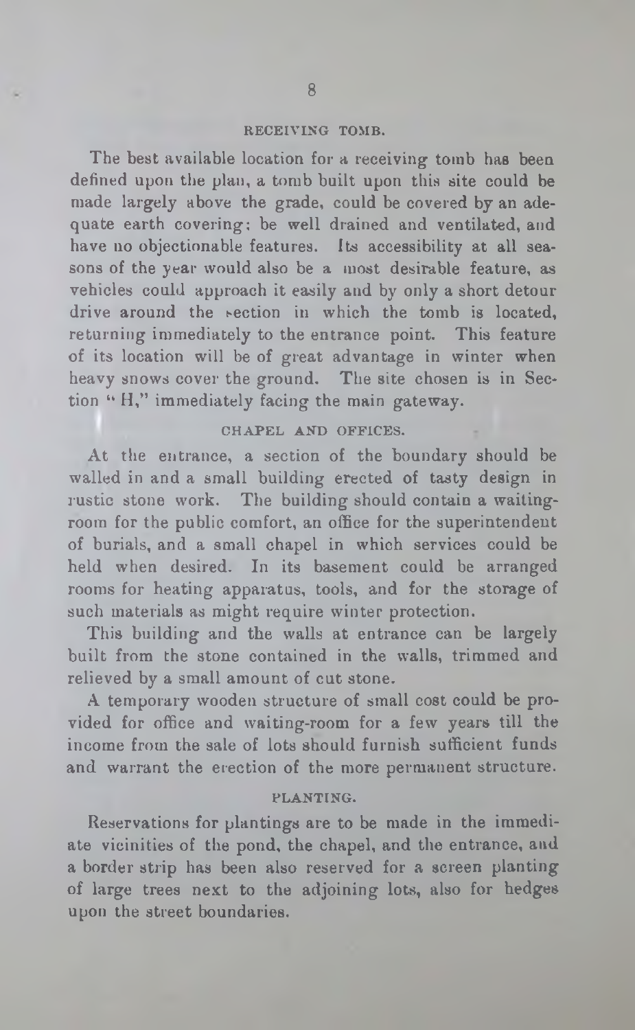### RECEIVING TOMB.

The best available location for a receiving tomb has been defined upon the plan, a tomb built upon this site could be made largely above the grade, could be covered by an adequate earth covering: be well drained and ventilated, and have no objectionable features. Its accessibility at all seasons of the year would also be a most desirable feature, as vehicles could approach it easily and by only a short detour drive around the section in which the tomb is located, returning immediately to the entrance point. This feature of its location will be of great advantage in winter when heavy snows cover the ground. The site chosen is in Section "H," immediately facing the main gateway.

### CHAPEL AND OFFICES.

At the entrance, a section of the boundary should be walled in and a small building erected of tasty design in rustic stone work. The building should contain a waiting-room for the public comfort, an office for the superintendent of burials, and a small chapel in which services could be held when desired. In its basement could be arranged rooms for heating apparatus, tools, and for the storage of such materials as might require winter protection.

This building and the walls at entrance can be largely built from the stone contained in the walls, trimmed and relieved by a small amount of cut stone.

A temporary wooden structure of small cost could be provided for office and waiting-room for a few years till the income from the sale of lots should furnish sufficient funds and warrant the erection of the more permanent structure.

### PLANTING.

Reservations for plantings are to be made in the immediate vicinities of the pond, the chapel, and the entrance, and a border strip has been also reserved for a screen planting of large trees next to the adjoining lots, also for hedges upon the street boundaries.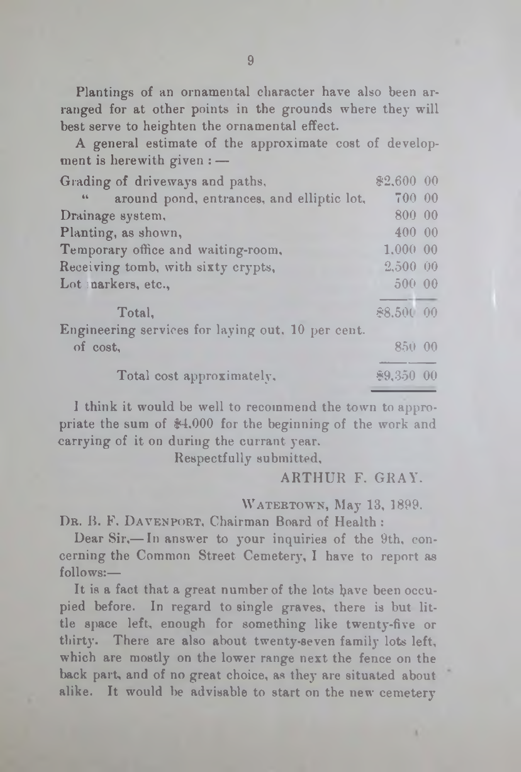Plantings of an ornamental character have also been arranged for at other points in the grounds where they will best serve to heighten the ornamental effect.

A general estimate of the approximate cost of development is herewith given : —

| | |
|---|---|
| Grading of driveways and paths, | $2,600 00 |
| " around pond, entrances, and elliptic lot, | 700 00 |
| Drainage system, | 800 00 |
| Planting, as shown, | 400 00 |
| Temporary office and waiting-room, | 1,000 00 |
| Receiving tomb, with sixty crypts, | 2,500 00 |
| Lot markers, etc., | 500 00 |
| Total, | $8,500 00 |
| Engineering services for laying out, 10 per cent. of cost, | 850 00 |
| Total cost approximately, | $9,350 00 |

I think it would be well to recommend the town to appropriate the sum of $4,000 for the beginning of the work and carrying of it on during the currant year.

Respectfully submitted,

ARTHUR F. GRAY.

WATERTOWN, May 13, 1899.

DR. B. F. DAVENPORT, Chairman Board of Health :

Dear Sir,— In answer to your inquiries of the 9th, concerning the Common Street Cemetery, I have to report as follows:—

It is a fact that a great number of the lots have been occupied before. In regard to single graves, there is but little space left, enough for something like twenty-five or thirty. There are also about twenty-seven family lots left, which are mostly on the lower range next the fence on the back part, and of no great choice, as they are situated about alike. It would be advisable to start on the new cemetery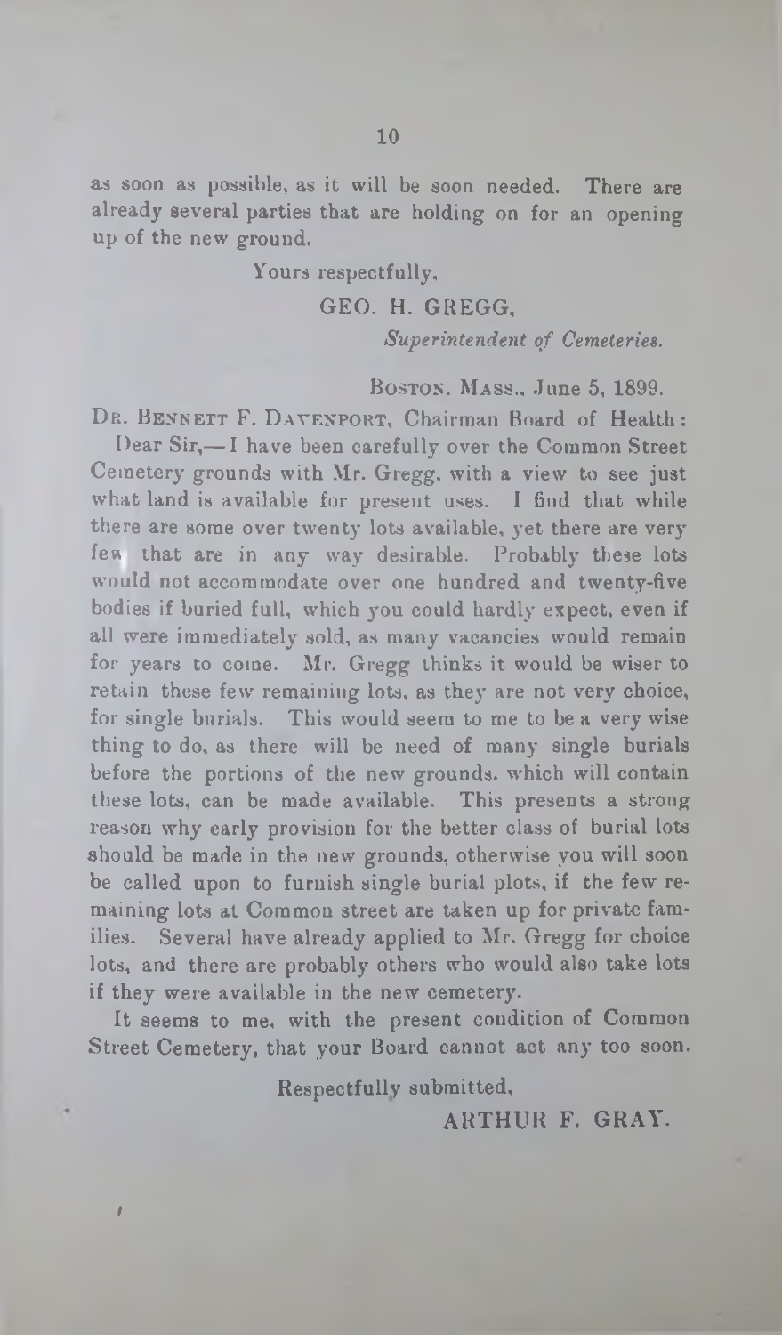as soon as possible, as it will be soon needed. There are already several parties that are holding on for an opening up of the new ground.

Yours respectfully,

GEO. H. GREGG,

*Superintendent of Cemeteries.*

BOSTON, MASS., June 5, 1899.

DR. BENNETT F. DAVENPORT, Chairman Board of Health:

Dear Sir,— I have been carefully over the Common Street Cemetery grounds with Mr. Gregg, with a view to see just what land is available for present uses. I find that while there are some over twenty lots available, yet there are very few that are in any way desirable. Probably these lots would not accommodate over one hundred and twenty-five bodies if buried full, which you could hardly expect, even if all were immediately sold, as many vacancies would remain for years to come. Mr. Gregg thinks it would be wiser to retain these few remaining lots, as they are not very choice, for single burials. This would seem to me to be a very wise thing to do, as there will be need of many single burials before the portions of the new grounds, which will contain these lots, can be made available. This presents a strong reason why early provision for the better class of burial lots should be made in the new grounds, otherwise you will soon be called upon to furnish single burial plots, if the few remaining lots at Common street are taken up for private families. Several have already applied to Mr. Gregg for choice lots, and there are probably others who would also take lots if they were available in the new cemetery.

It seems to me, with the present condition of Common Street Cemetery, that your Board cannot act any too soon.

Respectfully submitted,

ARTHUR F. GRAY.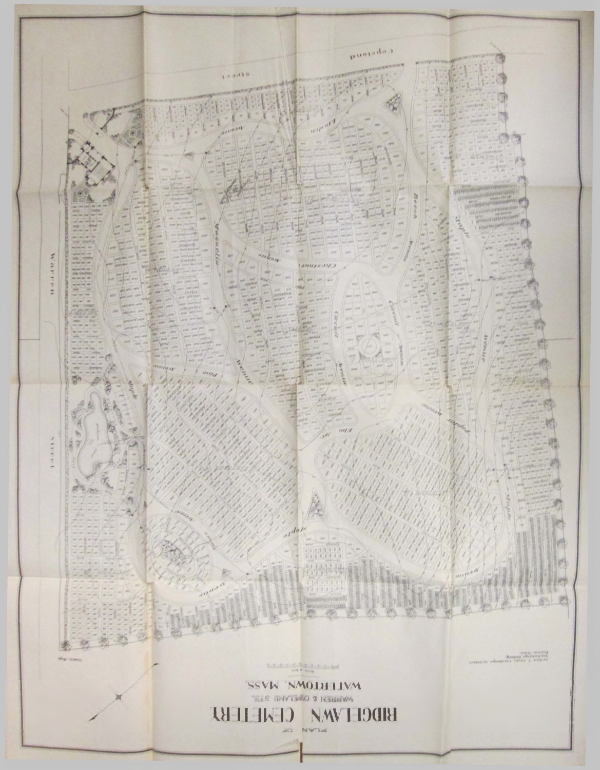# PLAN OF

# RIDGELAWN CEMETERY

WARREN & COPELAND STS.

WATERTOWN, MASS.

Copeland Street

Warren Street

Linden Avenue

Beech Avenue

Maple Avenue

Magnolia Avenue

Chestnut Avenue

Circuit Avenue

Pine Avenue

Elm Ave.

Poplar Avenue